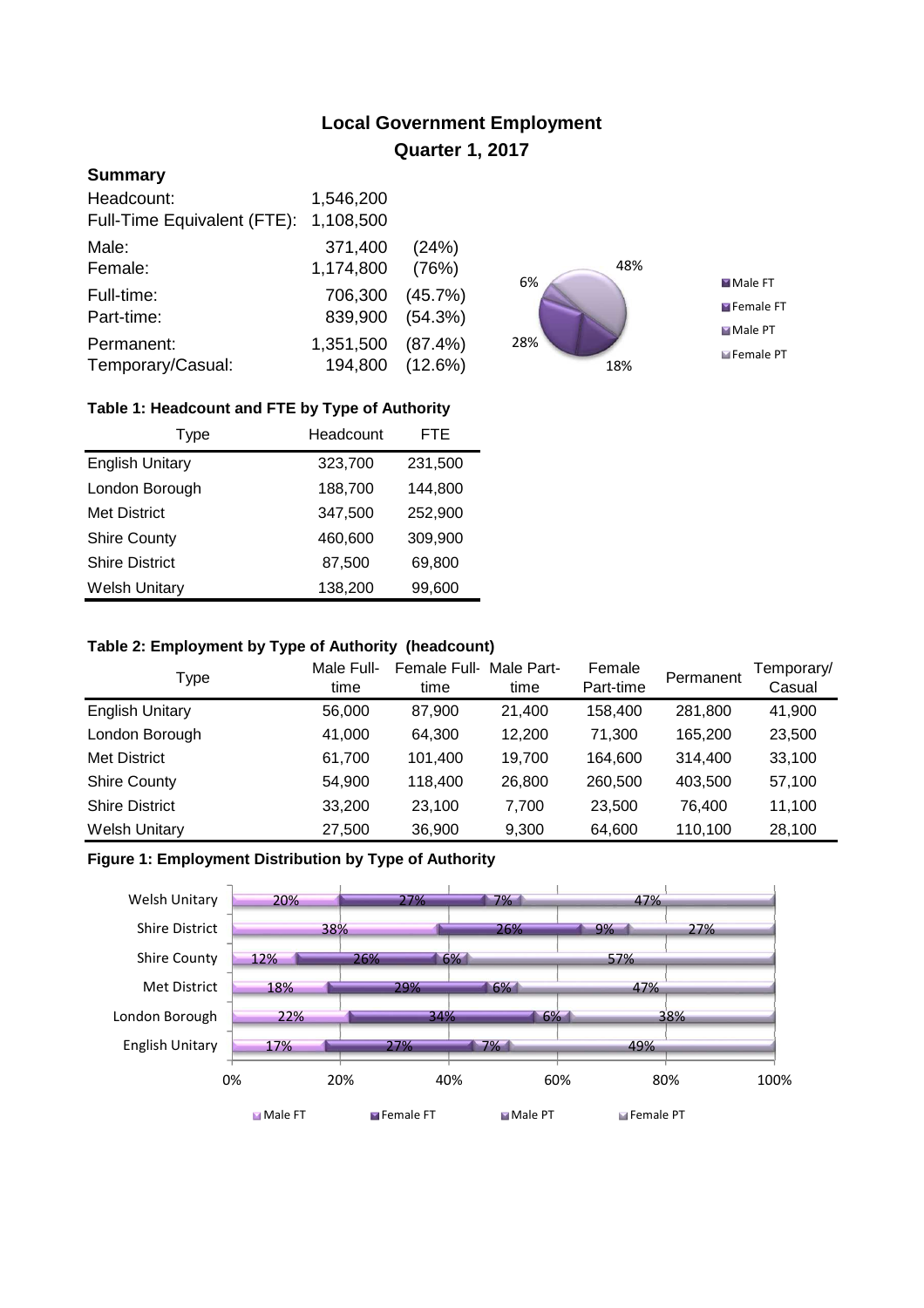# Local Government Employment

## Quarter 1, 2017

### Summary

| | | |
|---|---|---|
| Headcount: | 1,546,200 | |
| Full-Time Equivalent (FTE): | 1,108,500 | |
| Male: | 371,400 | (24%) |
| Female: | 1,174,800 | (76%) |
| Full-time: | 706,300 | (45.7%) |
| Part-time: | 839,900 | (54.3%) |
| Permanent: | 1,351,500 | (87.4%) |
| Temporary/Casual: | 194,800 | (12.6%) |

**Table 1: Headcount and FTE by Type of Authority**

| Type | Headcount | FTE |
|---|---|---|
| English Unitary | 323,700 | 231,500 |
| London Borough | 188,700 | 144,800 |
| Met District | 347,500 | 252,900 |
| Shire County | 460,600 | 309,900 |
| Shire District | 87,500 | 69,800 |
| Welsh Unitary | 138,200 | 99,600 |

**Table 2: Employment by Type of Authority (headcount)**

| Type | Male Full-time | Female Full-time | Male Part-time | Female Part-time | Permanent | Temporary/ Casual |
|---|---|---|---|---|---|---|
| English Unitary | 56,000 | 87,900 | 21,400 | 158,400 | 281,800 | 41,900 |
| London Borough | 41,000 | 64,300 | 12,200 | 71,300 | 165,200 | 23,500 |
| Met District | 61,700 | 101,400 | 19,700 | 164,600 | 314,400 | 33,100 |
| Shire County | 54,900 | 118,400 | 26,800 | 260,500 | 403,500 | 57,100 |
| Shire District | 33,200 | 23,100 | 7,700 | 23,500 | 76,400 | 11,100 |
| Welsh Unitary | 27,500 | 36,900 | 9,300 | 64,600 | 110,100 | 28,100 |

**Figure 1: Employment Distribution by Type of Authority**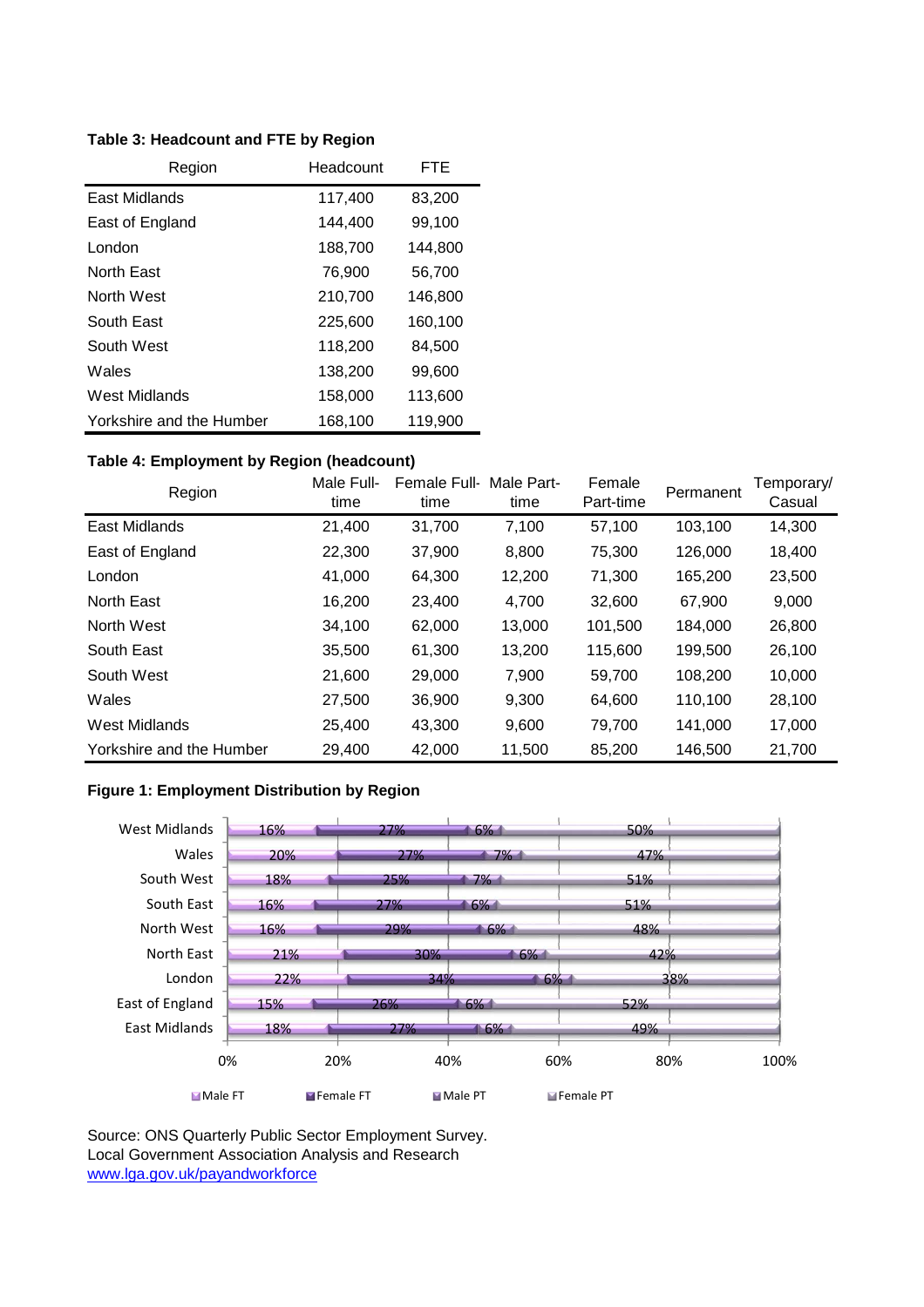**Table 3: Headcount and FTE by Region**

| Region | Headcount | FTE |
|---|---|---|
| East Midlands | 117,400 | 83,200 |
| East of England | 144,400 | 99,100 |
| London | 188,700 | 144,800 |
| North East | 76,900 | 56,700 |
| North West | 210,700 | 146,800 |
| South East | 225,600 | 160,100 |
| South West | 118,200 | 84,500 |
| Wales | 138,200 | 99,600 |
| West Midlands | 158,000 | 113,600 |
| Yorkshire and the Humber | 168,100 | 119,900 |

**Table 4: Employment by Region (headcount)**

| Region | Male Full-time | Female Full-time | Male Part-time | Female Part-time | Permanent | Temporary/ Casual |
|---|---|---|---|---|---|---|
| East Midlands | 21,400 | 31,700 | 7,100 | 57,100 | 103,100 | 14,300 |
| East of England | 22,300 | 37,900 | 8,800 | 75,300 | 126,000 | 18,400 |
| London | 41,000 | 64,300 | 12,200 | 71,300 | 165,200 | 23,500 |
| North East | 16,200 | 23,400 | 4,700 | 32,600 | 67,900 | 9,000 |
| North West | 34,100 | 62,000 | 13,000 | 101,500 | 184,000 | 26,800 |
| South East | 35,500 | 61,300 | 13,200 | 115,600 | 199,500 | 26,100 |
| South West | 21,600 | 29,000 | 7,900 | 59,700 | 108,200 | 10,000 |
| Wales | 27,500 | 36,900 | 9,300 | 64,600 | 110,100 | 28,100 |
| West Midlands | 25,400 | 43,300 | 9,600 | 79,700 | 141,000 | 17,000 |
| Yorkshire and the Humber | 29,400 | 42,000 | 11,500 | 85,200 | 146,500 | 21,700 |

**Figure 1: Employment Distribution by Region**

West Midlands 16% 27% 6% 50%
Wales 20% 27% 7% 47%
South West 18% 25% 7% 51%
South East 16% 27% 6% 51%
North West 16% 29% 6% 48%
North East 21% 30% 6% 42%
London 22% 34% 6% 38%
East of England 15% 26% 6% 52%
East Midlands 18% 27% 6% 49%

0% 20% 40% 60% 80% 100%

Male FT Female FT Male PT Female PT

Source: ONS Quarterly Public Sector Employment Survey.
Local Government Association Analysis and Research
www.lga.gov.uk/payandworkforce